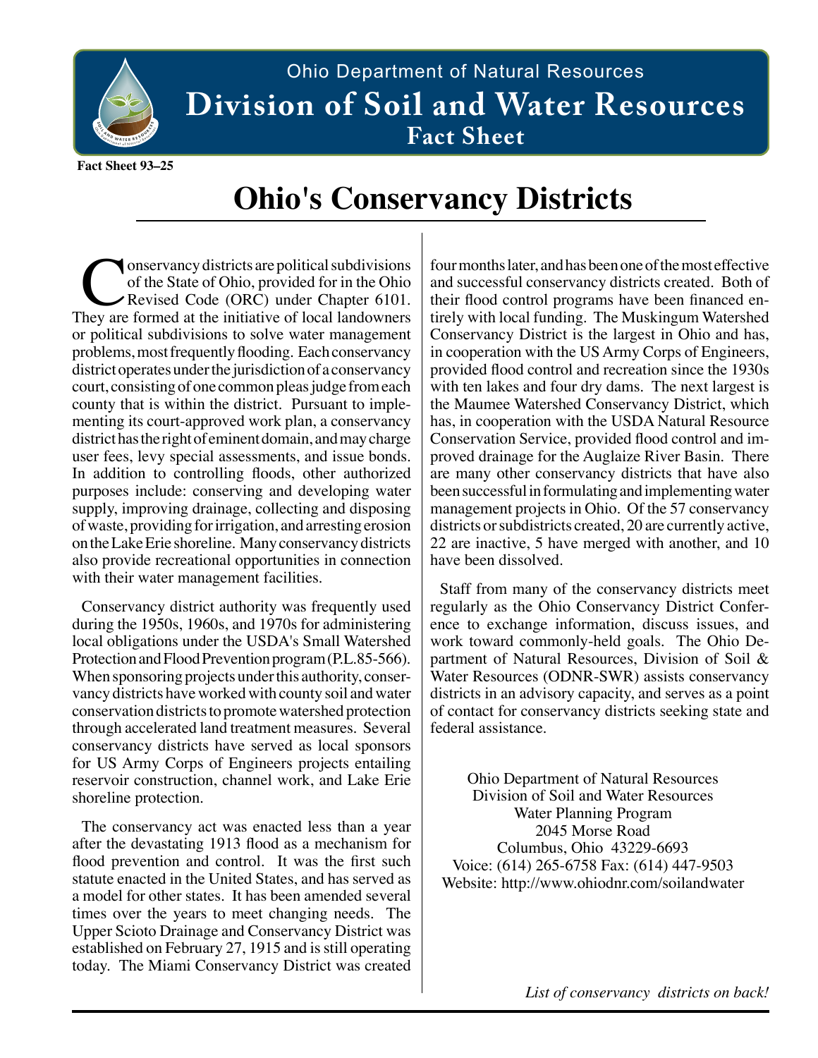Ohio Department of Natural Resources

**Division of Soil and Water Resources**

**Fact Sheet**

**Fact Sheet 93–25**

# Ohio's Conservancy Districts

Conservancy districts are political subdivisions of the State of Ohio, provided for in the Ohio Revised Code (ORC) under Chapter 6101. They are formed at the initiative of local landowners or political subdivisions to solve water management problems, most frequently flooding. Each conservancy district operates under the jurisdiction of a conservancy court, consisting of one common pleas judge from each county that is within the district. Pursuant to implementing its court-approved work plan, a conservancy district has the right of eminent domain, and may charge user fees, levy special assessments, and issue bonds. In addition to controlling floods, other authorized purposes include: conserving and developing water supply, improving drainage, collecting and disposing of waste, providing for irrigation, and arresting erosion on the Lake Erie shoreline. Many conservancy districts also provide recreational opportunities in connection with their water management facilities.

Conservancy district authority was frequently used during the 1950s, 1960s, and 1970s for administering local obligations under the USDA's Small Watershed Protection and Flood Prevention program (P.L.85-566). When sponsoring projects under this authority, conservancy districts have worked with county soil and water conservation districts to promote watershed protection through accelerated land treatment measures. Several conservancy districts have served as local sponsors for US Army Corps of Engineers projects entailing reservoir construction, channel work, and Lake Erie shoreline protection.

The conservancy act was enacted less than a year after the devastating 1913 flood as a mechanism for flood prevention and control. It was the first such statute enacted in the United States, and has served as a model for other states. It has been amended several times over the years to meet changing needs. The Upper Scioto Drainage and Conservancy District was established on February 27, 1915 and is still operating today. The Miami Conservancy District was created four months later, and has been one of the most effective and successful conservancy districts created. Both of their flood control programs have been financed entirely with local funding. The Muskingum Watershed Conservancy District is the largest in Ohio and has, in cooperation with the US Army Corps of Engineers, provided flood control and recreation since the 1930s with ten lakes and four dry dams. The next largest is the Maumee Watershed Conservancy District, which has, in cooperation with the USDA Natural Resource Conservation Service, provided flood control and improved drainage for the Auglaize River Basin. There are many other conservancy districts that have also been successful in formulating and implementing water management projects in Ohio. Of the 57 conservancy districts or subdistricts created, 20 are currently active, 22 are inactive, 5 have merged with another, and 10 have been dissolved.

Staff from many of the conservancy districts meet regularly as the Ohio Conservancy District Conference to exchange information, discuss issues, and work toward commonly-held goals. The Ohio Department of Natural Resources, Division of Soil & Water Resources (ODNR-SWR) assists conservancy districts in an advisory capacity, and serves as a point of contact for conservancy districts seeking state and federal assistance.

Ohio Department of Natural Resources
Division of Soil and Water Resources
Water Planning Program
2045 Morse Road
Columbus, Ohio 43229-6693
Voice: (614) 265-6758 Fax: (614) 447-9503
Website: http://www.ohiodnr.com/soilandwater

*List of conservancy districts on back!*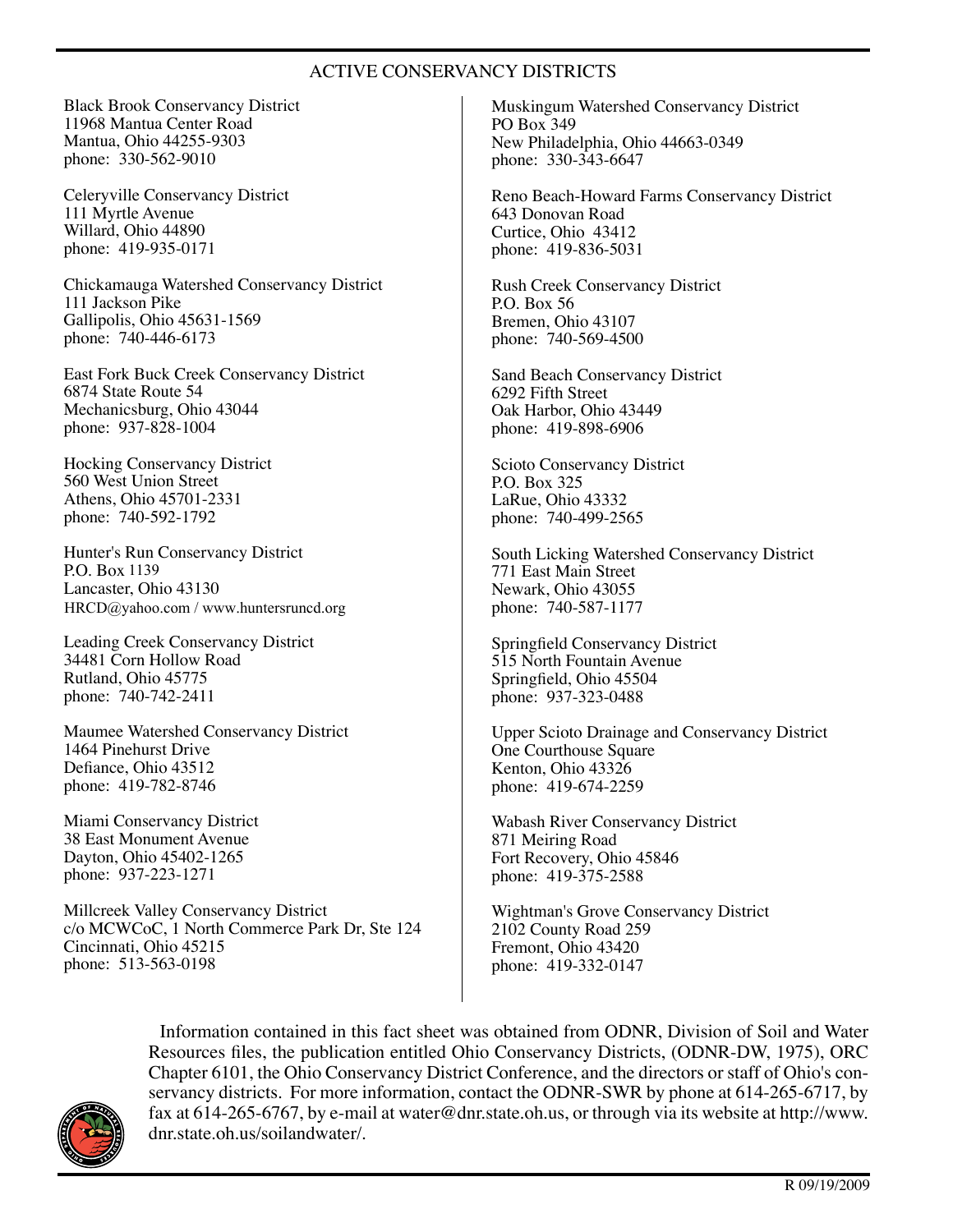## ACTIVE CONSERVANCY DISTRICTS

Black Brook Conservancy District
11968 Mantua Center Road
Mantua, Ohio 44255-9303
phone: 330-562-9010

Celeryville Conservancy District
111 Myrtle Avenue
Willard, Ohio 44890
phone: 419-935-0171

Chickamauga Watershed Conservancy District
111 Jackson Pike
Gallipolis, Ohio 45631-1569
phone: 740-446-6173

East Fork Buck Creek Conservancy District
6874 State Route 54
Mechanicsburg, Ohio 43044
phone: 937-828-1004

Hocking Conservancy District
560 West Union Street
Athens, Ohio 45701-2331
phone: 740-592-1792

Hunter's Run Conservancy District
P.O. Box 1139
Lancaster, Ohio 43130
HRCD@yahoo.com / www.huntersruncd.org

Leading Creek Conservancy District
34481 Corn Hollow Road
Rutland, Ohio 45775
phone: 740-742-2411

Maumee Watershed Conservancy District
1464 Pinehurst Drive
Defiance, Ohio 43512
phone: 419-782-8746

Miami Conservancy District
38 East Monument Avenue
Dayton, Ohio 45402-1265
phone: 937-223-1271

Millcreek Valley Conservancy District
c/o MCWCoC, 1 North Commerce Park Dr, Ste 124
Cincinnati, Ohio 45215
phone: 513-563-0198

Muskingum Watershed Conservancy District
PO Box 349
New Philadelphia, Ohio 44663-0349
phone: 330-343-6647

Reno Beach-Howard Farms Conservancy District
643 Donovan Road
Curtice, Ohio 43412
phone: 419-836-5031

Rush Creek Conservancy District
P.O. Box 56
Bremen, Ohio 43107
phone: 740-569-4500

Sand Beach Conservancy District
6292 Fifth Street
Oak Harbor, Ohio 43449
phone: 419-898-6906

Scioto Conservancy District
P.O. Box 325
LaRue, Ohio 43332
phone: 740-499-2565

South Licking Watershed Conservancy District
771 East Main Street
Newark, Ohio 43055
phone: 740-587-1177

Springfield Conservancy District
515 North Fountain Avenue
Springfield, Ohio 45504
phone: 937-323-0488

Upper Scioto Drainage and Conservancy District
One Courthouse Square
Kenton, Ohio 43326
phone: 419-674-2259

Wabash River Conservancy District
871 Meiring Road
Fort Recovery, Ohio 45846
phone: 419-375-2588

Wightman's Grove Conservancy District
2102 County Road 259
Fremont, Ohio 43420
phone: 419-332-0147

Information contained in this fact sheet was obtained from ODNR, Division of Soil and Water Resources files, the publication entitled Ohio Conservancy Districts, (ODNR-DW, 1975), ORC Chapter 6101, the Ohio Conservancy District Conference, and the directors or staff of Ohio's conservancy districts. For more information, contact the ODNR-SWR by phone at 614-265-6717, by fax at 614-265-6767, by e-mail at water@dnr.state.oh.us, or through via its website at http://www.dnr.state.oh.us/soilandwater/.

R 09/19/2009